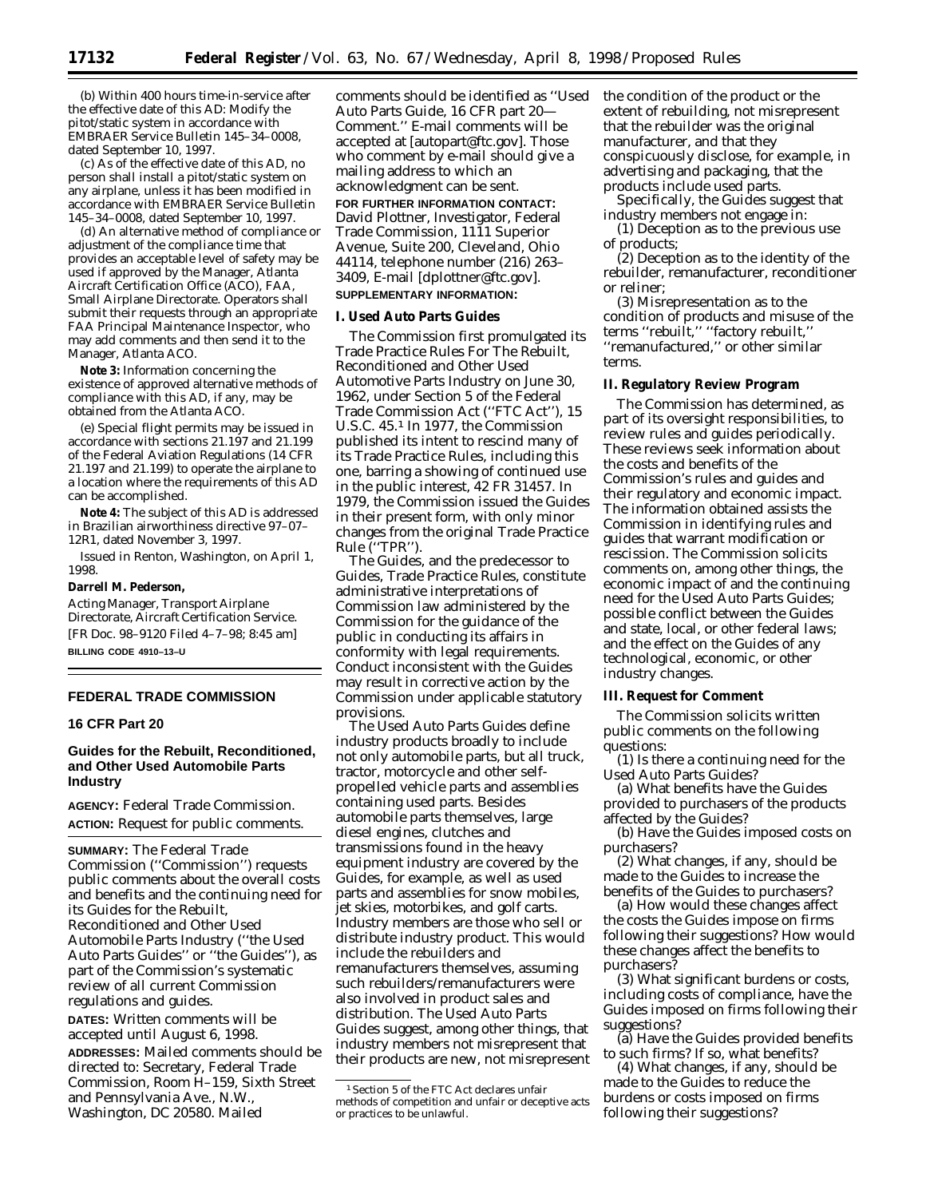(b) Within 400 hours time-in-service after the effective date of this AD: Modify the pitot/static system in accordance with EMBRAER Service Bulletin 145–34–0008, dated September 10, 1997.

(c) As of the effective date of this AD, no person shall install a pitot/static system on any airplane, unless it has been modified in accordance with EMBRAER Service Bulletin 145–34–0008, dated September 10, 1997.

(d) An alternative method of compliance or adjustment of the compliance time that provides an acceptable level of safety may be used if approved by the Manager, Atlanta Aircraft Certification Office (ACO), FAA, Small Airplane Directorate. Operators shall submit their requests through an appropriate FAA Principal Maintenance Inspector, who may add comments and then send it to the Manager, Atlanta ACO.

**Note 3:** Information concerning the existence of approved alternative methods of compliance with this AD, if any, may be obtained from the Atlanta ACO.

(e) Special flight permits may be issued in accordance with sections 21.197 and 21.199 of the Federal Aviation Regulations (14 CFR 21.197 and 21.199) to operate the airplane to a location where the requirements of this AD can be accomplished.

**Note 4:** The subject of this AD is addressed in Brazilian airworthiness directive 97–07–12R1, dated November 3, 1997.

Issued in Renton, Washington, on April 1, 1998.

**Darrell M. Pederson,**

*Acting Manager, Transport Airplane Directorate, Aircraft Certification Service.*

[FR Doc. 98–9120 Filed 4–7–98; 8:45 am]

**BILLING CODE 4910–13–U**

---

## FEDERAL TRADE COMMISSION

### 16 CFR Part 20

### Guides for the Rebuilt, Reconditioned, and Other Used Automobile Parts Industry

**AGENCY:** Federal Trade Commission.

**ACTION:** Request for public comments.

**SUMMARY:** The Federal Trade Commission (''Commission'') requests public comments about the overall costs and benefits and the continuing need for its Guides for the Rebuilt, Reconditioned and Other Used Automobile Parts Industry (''the Used Auto Parts Guides'' or ''the Guides''), as part of the Commission's systematic review of all current Commission regulations and guides.

**DATES:** Written comments will be accepted until August 6, 1998.

**ADDRESSES:** Mailed comments should be directed to: Secretary, Federal Trade Commission, Room H–159, Sixth Street and Pennsylvania Ave., N.W., Washington, DC 20580. Mailed comments should be identified as ''Used Auto Parts Guide, 16 CFR part 20—Comment.'' E-mail comments will be accepted at [autopart@ftc.gov]. Those who comment by e-mail should give a mailing address to which an acknowledgment can be sent.

**FOR FURTHER INFORMATION CONTACT:** David Plottner, Investigator, Federal Trade Commission, 1111 Superior Avenue, Suite 200, Cleveland, Ohio 44114, telephone number (216) 263–3409, E-mail [dplottner@ftc.gov].

**SUPPLEMENTARY INFORMATION:**

#### I. Used Auto Parts Guides

The Commission first promulgated its Trade Practice Rules For The Rebuilt, Reconditioned and Other Used Automotive Parts Industry on June 30, 1962, under Section 5 of the Federal Trade Commission Act (''FTC Act''), 15 U.S.C. 45.[1] In 1977, the Commission published its intent to rescind many of its Trade Practice Rules, including this one, barring a showing of continued use in the public interest, 42 FR 31457. In 1979, the Commission issued the Guides in their present form, with only minor changes from the original Trade Practice Rule (''TPR'').

The Guides, and the predecessor to Guides, Trade Practice Rules, constitute administrative interpretations of Commission law administered by the Commission for the guidance of the public in conducting its affairs in conformity with legal requirements. Conduct inconsistent with the Guides may result in corrective action by the Commission under applicable statutory provisions.

The Used Auto Parts Guides define industry products broadly to include not only automobile parts, but all truck, tractor, motorcycle and other self-propelled vehicle parts and assemblies containing used parts. Besides automobile parts themselves, large diesel engines, clutches and transmissions found in the heavy equipment industry are covered by the Guides, for example, as well as used parts and assemblies for snow mobiles, jet skies, motorbikes, and golf carts. Industry members are those who sell or distribute industry product. This would include the rebuilders and remanufacturers themselves, assuming such rebuilders/remanufacturers were also involved in product sales and distribution. The Used Auto Parts Guides suggest, among other things, that industry members not misrepresent that their products are new, not misrepresent the condition of the product or the extent of rebuilding, not misrepresent that the rebuilder was the original manufacturer, and that they conspicuously disclose, for example, in advertising and packaging, that the products include used parts.

Specifically, the Guides suggest that industry members not engage in:

(1) Deception as to the previous use of products;

(2) Deception as to the identity of the rebuilder, remanufacturer, reconditioner or reliner;

(3) Misrepresentation as to the condition of products and misuse of the terms ''rebuilt,'' ''factory rebuilt,'' ''remanufactured,'' or other similar terms.

#### II. Regulatory Review Program

The Commission has determined, as part of its oversight responsibilities, to review rules and guides periodically. These reviews seek information about the costs and benefits of the Commission's rules and guides and their regulatory and economic impact. The information obtained assists the Commission in identifying rules and guides that warrant modification or rescission. The Commission solicits comments on, among other things, the economic impact of and the continuing need for the Used Auto Parts Guides; possible conflict between the Guides and state, local, or other federal laws; and the effect on the Guides of any technological, economic, or other industry changes.

#### III. Request for Comment

The Commission solicits written public comments on the following questions:

(1) Is there a continuing need for the Used Auto Parts Guides?

(a) What benefits have the Guides provided to purchasers of the products affected by the Guides?

(b) Have the Guides imposed costs on purchasers?

(2) What changes, if any, should be made to the Guides to increase the benefits of the Guides to purchasers?

(a) How would these changes affect the costs the Guides impose on firms following their suggestions? How would these changes affect the benefits to purchasers?

(3) What significant burdens or costs, including costs of compliance, have the Guides imposed on firms following their suggestions?

(a) Have the Guides provided benefits to such firms? If so, what benefits?

(4) What changes, if any, should be made to the Guides to reduce the burdens or costs imposed on firms following their suggestions?

---

[1] Section 5 of the FTC Act declares unfair methods of competition and unfair or deceptive acts or practices to be unlawful.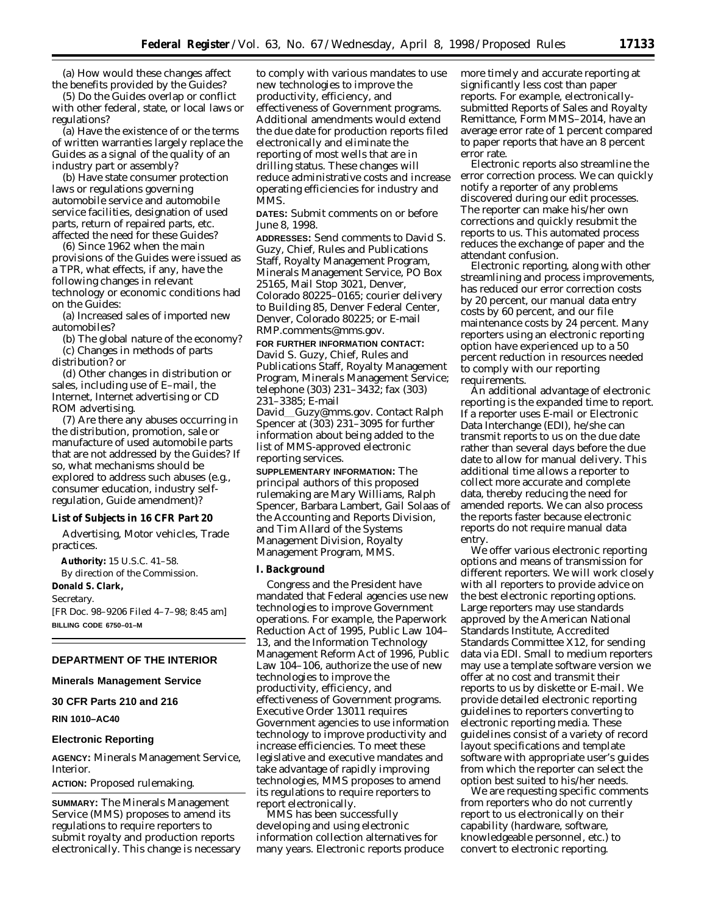(a) How would these changes affect the benefits provided by the Guides?

(5) Do the Guides overlap or conflict with other federal, state, or local laws or regulations?

(a) Have the existence of or the terms of written warranties largely replace the Guides as a signal of the quality of an industry part or assembly?

(b) Have state consumer protection laws or regulations governing automobile service and automobile service facilities, designation of used parts, return of repaired parts, etc. affected the need for these Guides?

(6) Since 1962 when the main provisions of the Guides were issued as a TPR, what effects, if any, have the following changes in relevant technology or economic conditions had on the Guides:

(a) Increased sales of imported new automobiles?

(b) The global nature of the economy?

(c) Changes in methods of parts distribution? or

(d) Other changes in distribution or sales, including use of E–mail, the Internet, Internet advertising or CD ROM advertising.

(7) Are there any abuses occurring in the distribution, promotion, sale or manufacture of used automobile parts that are not addressed by the Guides? If so, what mechanisms should be explored to address such abuses (e.g., consumer education, industry self-regulation, Guide amendment)?

**List of Subjects in 16 CFR Part 20**

Advertising, Motor vehicles, Trade practices.

**Authority:** 15 U.S.C. 41–58.

By direction of the Commission.

**Donald S. Clark,**

*Secretary.*

[FR Doc. 98–9206 Filed 4–7–98; 8:45 am]

**BILLING CODE 6750–01–M**

## DEPARTMENT OF THE INTERIOR

### Minerals Management Service

### 30 CFR Parts 210 and 216

**RIN 1010–AC40**

### Electronic Reporting

**AGENCY:** Minerals Management Service, Interior.

**ACTION:** Proposed rulemaking.

**SUMMARY:** The Minerals Management Service (MMS) proposes to amend its regulations to require reporters to submit royalty and production reports electronically. This change is necessary to comply with various mandates to use new technologies to improve the productivity, efficiency, and effectiveness of Government programs. Additional amendments would extend the due date for production reports filed electronically and eliminate the reporting of most wells that are in drilling status. These changes will reduce administrative costs and increase operating efficiencies for industry and MMS.

**DATES:** Submit comments on or before June 8, 1998.

**ADDRESSES:** Send comments to David S. Guzy, Chief, Rules and Publications Staff, Royalty Management Program, Minerals Management Service, PO Box 25165, Mail Stop 3021, Denver, Colorado 80225–0165; courier delivery to Building 85, Denver Federal Center, Denver, Colorado 80225; or E-mail RMP.comments@mms.gov.

**FOR FURTHER INFORMATION CONTACT:** David S. Guzy, Chief, Rules and Publications Staff, Royalty Management Program, Minerals Management Service; telephone (303) 231–3432; fax (303) 231–3385; E-mail David__Guzy@mms.gov. Contact Ralph Spencer at (303) 231–3095 for further information about being added to the list of MMS-approved electronic reporting services.

**SUPPLEMENTARY INFORMATION:** The principal authors of this proposed rulemaking are Mary Williams, Ralph Spencer, Barbara Lambert, Gail Solaas of the Accounting and Reports Division, and Tim Allard of the Systems Management Division, Royalty Management Program, MMS.

**I. Background**

Congress and the President have mandated that Federal agencies use new technologies to improve Government operations. For example, the Paperwork Reduction Act of 1995, Public Law 104–13, and the Information Technology Management Reform Act of 1996, Public Law 104–106, authorize the use of new technologies to improve the productivity, efficiency, and effectiveness of Government programs. Executive Order 13011 requires Government agencies to use information technology to improve productivity and increase efficiencies. To meet these legislative and executive mandates and take advantage of rapidly improving technologies, MMS proposes to amend its regulations to require reporters to report electronically.

MMS has been successfully developing and using electronic information collection alternatives for many years. Electronic reports produce more timely and accurate reporting at significantly less cost than paper reports. For example, electronically-submitted Reports of Sales and Royalty Remittance, Form MMS–2014, have an average error rate of 1 percent compared to paper reports that have an 8 percent error rate.

Electronic reports also streamline the error correction process. We can quickly notify a reporter of any problems discovered during our edit processes. The reporter can make his/her own corrections and quickly resubmit the reports to us. This automated process reduces the exchange of paper and the attendant confusion.

Electronic reporting, along with other streamlining and process improvements, has reduced our error correction costs by 20 percent, our manual data entry costs by 60 percent, and our file maintenance costs by 24 percent. Many reporters using an electronic reporting option have experienced up to a 50 percent reduction in resources needed to comply with our reporting requirements.

An additional advantage of electronic reporting is the expanded time to report. If a reporter uses E-mail or Electronic Data Interchange (EDI), he/she can transmit reports to us on the due date rather than several days before the due date to allow for manual delivery. This additional time allows a reporter to collect more accurate and complete data, thereby reducing the need for amended reports. We can also process the reports faster because electronic reports do not require manual data entry.

We offer various electronic reporting options and means of transmission for different reporters. We will work closely with all reporters to provide advice on the best electronic reporting options. Large reporters may use standards approved by the American National Standards Institute, Accredited Standards Committee X12, for sending data via EDI. Small to medium reporters may use a template software version we offer at no cost and transmit their reports to us by diskette or E-mail. We provide detailed electronic reporting guidelines to reporters converting to electronic reporting media. These guidelines consist of a variety of record layout specifications and template software with appropriate user's guides from which the reporter can select the option best suited to his/her needs.

We are requesting specific comments from reporters who do not currently report to us electronically on their capability (hardware, software, knowledgeable personnel, etc.) to convert to electronic reporting.